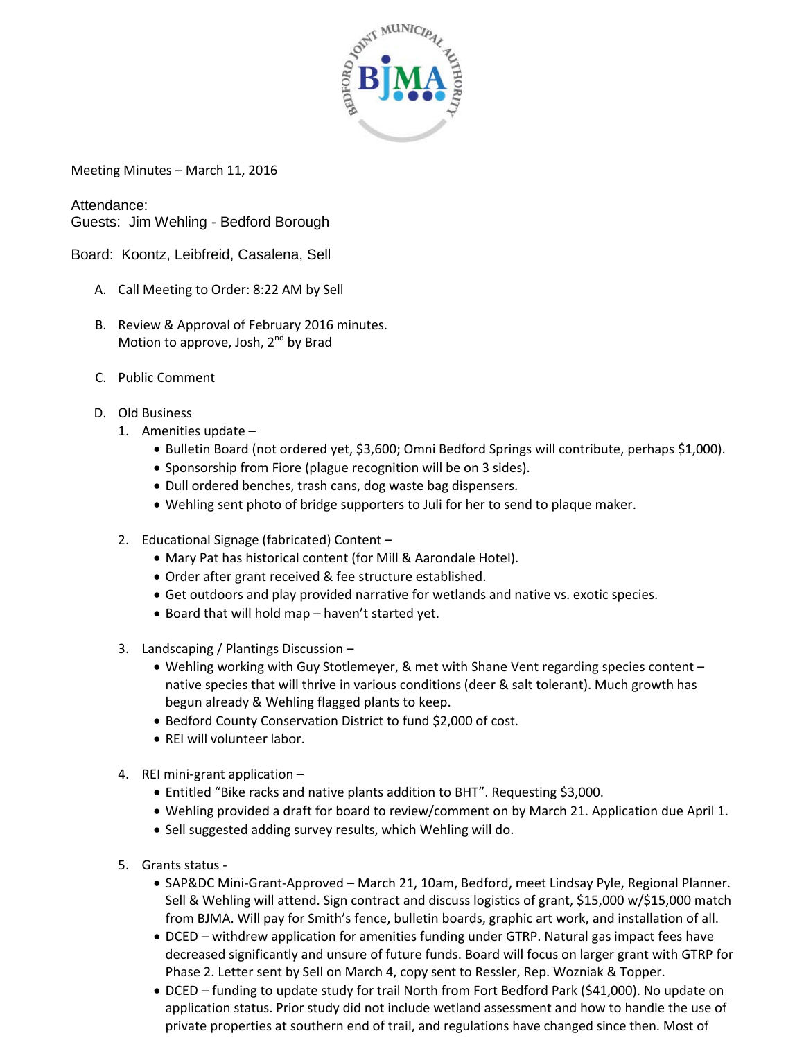Meeting Minutes – March 11, 2016

Attendance:
Guests: Jim Wehling - Bedford Borough

Board: Koontz, Leibfreid, Casalena, Sell

A. Call Meeting to Order: 8:22 AM by Sell

B. Review & Approval of February 2016 minutes.
Motion to approve, Josh, 2nd by Brad

C. Public Comment

D. Old Business

1. Amenities update –
   - Bulletin Board (not ordered yet, $3,600; Omni Bedford Springs will contribute, perhaps $1,000).
   - Sponsorship from Fiore (plague recognition will be on 3 sides).
   - Dull ordered benches, trash cans, dog waste bag dispensers.
   - Wehling sent photo of bridge supporters to Juli for her to send to plaque maker.

2. Educational Signage (fabricated) Content –
   - Mary Pat has historical content (for Mill & Aarondale Hotel).
   - Order after grant received & fee structure established.
   - Get outdoors and play provided narrative for wetlands and native vs. exotic species.
   - Board that will hold map – haven't started yet.

3. Landscaping / Plantings Discussion –
   - Wehling working with Guy Stotlemeyer, & met with Shane Vent regarding species content – native species that will thrive in various conditions (deer & salt tolerant). Much growth has begun already & Wehling flagged plants to keep.
   - Bedford County Conservation District to fund $2,000 of cost.
   - REI will volunteer labor.

4. REI mini-grant application –
   - Entitled "Bike racks and native plants addition to BHT". Requesting $3,000.
   - Wehling provided a draft for board to review/comment on by March 21. Application due April 1.
   - Sell suggested adding survey results, which Wehling will do.

5. Grants status -
   - SAP&DC Mini-Grant-Approved – March 21, 10am, Bedford, meet Lindsay Pyle, Regional Planner. Sell & Wehling will attend. Sign contract and discuss logistics of grant, $15,000 w/$15,000 match from BJMA. Will pay for Smith's fence, bulletin boards, graphic art work, and installation of all.
   - DCED – withdrew application for amenities funding under GTRP. Natural gas impact fees have decreased significantly and unsure of future funds. Board will focus on larger grant with GTRP for Phase 2. Letter sent by Sell on March 4, copy sent to Ressler, Rep. Wozniak & Topper.
   - DCED – funding to update study for trail North from Fort Bedford Park ($41,000). No update on application status. Prior study did not include wetland assessment and how to handle the use of private properties at southern end of trail, and regulations have changed since then. Most of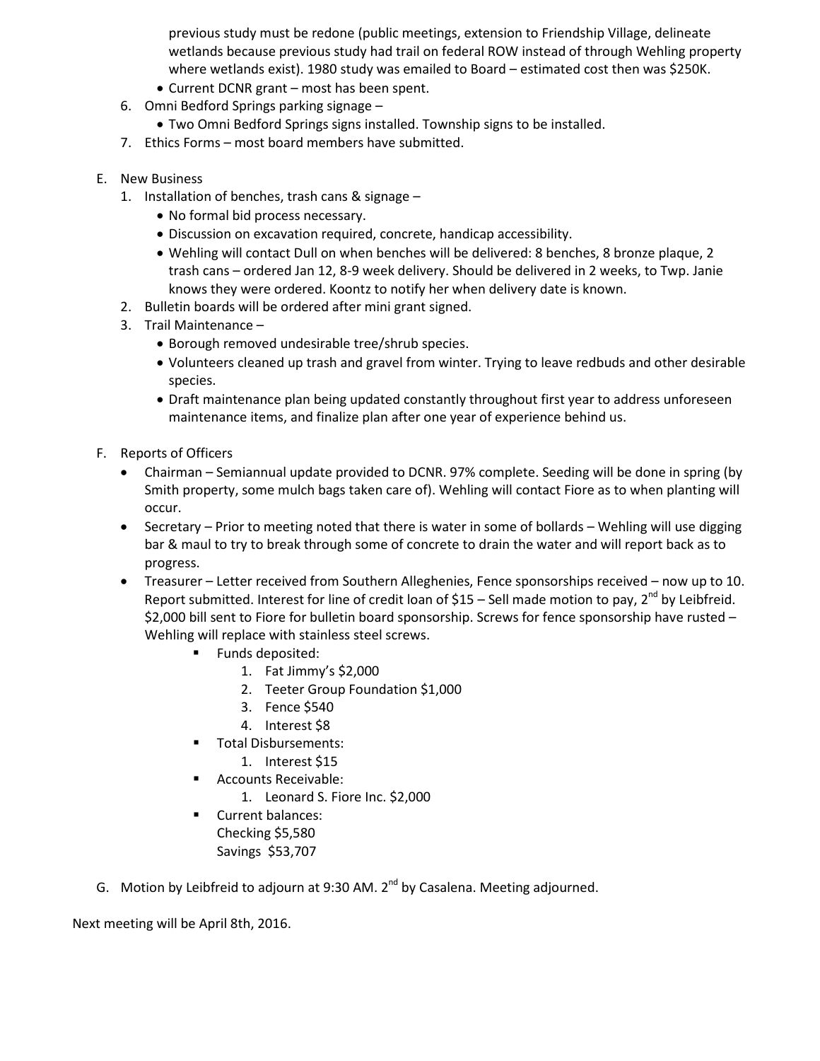previous study must be redone (public meetings, extension to Friendship Village, delineate wetlands because previous study had trail on federal ROW instead of through Wehling property where wetlands exist). 1980 study was emailed to Board – estimated cost then was $250K.
   - Current DCNR grant – most has been spent.
6. Omni Bedford Springs parking signage –
   - Two Omni Bedford Springs signs installed. Township signs to be installed.
7. Ethics Forms – most board members have submitted.

E. New Business
   1. Installation of benches, trash cans & signage –
      - No formal bid process necessary.
      - Discussion on excavation required, concrete, handicap accessibility.
      - Wehling will contact Dull on when benches will be delivered: 8 benches, 8 bronze plaque, 2 trash cans – ordered Jan 12, 8-9 week delivery. Should be delivered in 2 weeks, to Twp. Janie knows they were ordered. Koontz to notify her when delivery date is known.
   2. Bulletin boards will be ordered after mini grant signed.
   3. Trail Maintenance –
      - Borough removed undesirable tree/shrub species.
      - Volunteers cleaned up trash and gravel from winter. Trying to leave redbuds and other desirable species.
      - Draft maintenance plan being updated constantly throughout first year to address unforeseen maintenance items, and finalize plan after one year of experience behind us.

F. Reports of Officers
   - Chairman – Semiannual update provided to DCNR. 97% complete. Seeding will be done in spring (by Smith property, some mulch bags taken care of). Wehling will contact Fiore as to when planting will occur.
   - Secretary – Prior to meeting noted that there is water in some of bollards – Wehling will use digging bar & maul to try to break through some of concrete to drain the water and will report back as to progress.
   - Treasurer – Letter received from Southern Alleghenies, Fence sponsorships received – now up to 10. Report submitted. Interest for line of credit loan of $15 – Sell made motion to pay, 2nd by Leibfreid. $2,000 bill sent to Fiore for bulletin board sponsorship. Screws for fence sponsorship have rusted – Wehling will replace with stainless steel screws.
     - Funds deposited:
       1. Fat Jimmy's $2,000
       2. Teeter Group Foundation $1,000
       3. Fence $540
       4. Interest $8
     - Total Disbursements:
       1. Interest $15
     - Accounts Receivable:
       1. Leonard S. Fiore Inc. $2,000
     - Current balances:
       Checking $5,580
       Savings $53,707

G. Motion by Leibfreid to adjourn at 9:30 AM. 2nd by Casalena. Meeting adjourned.

Next meeting will be April 8th, 2016.